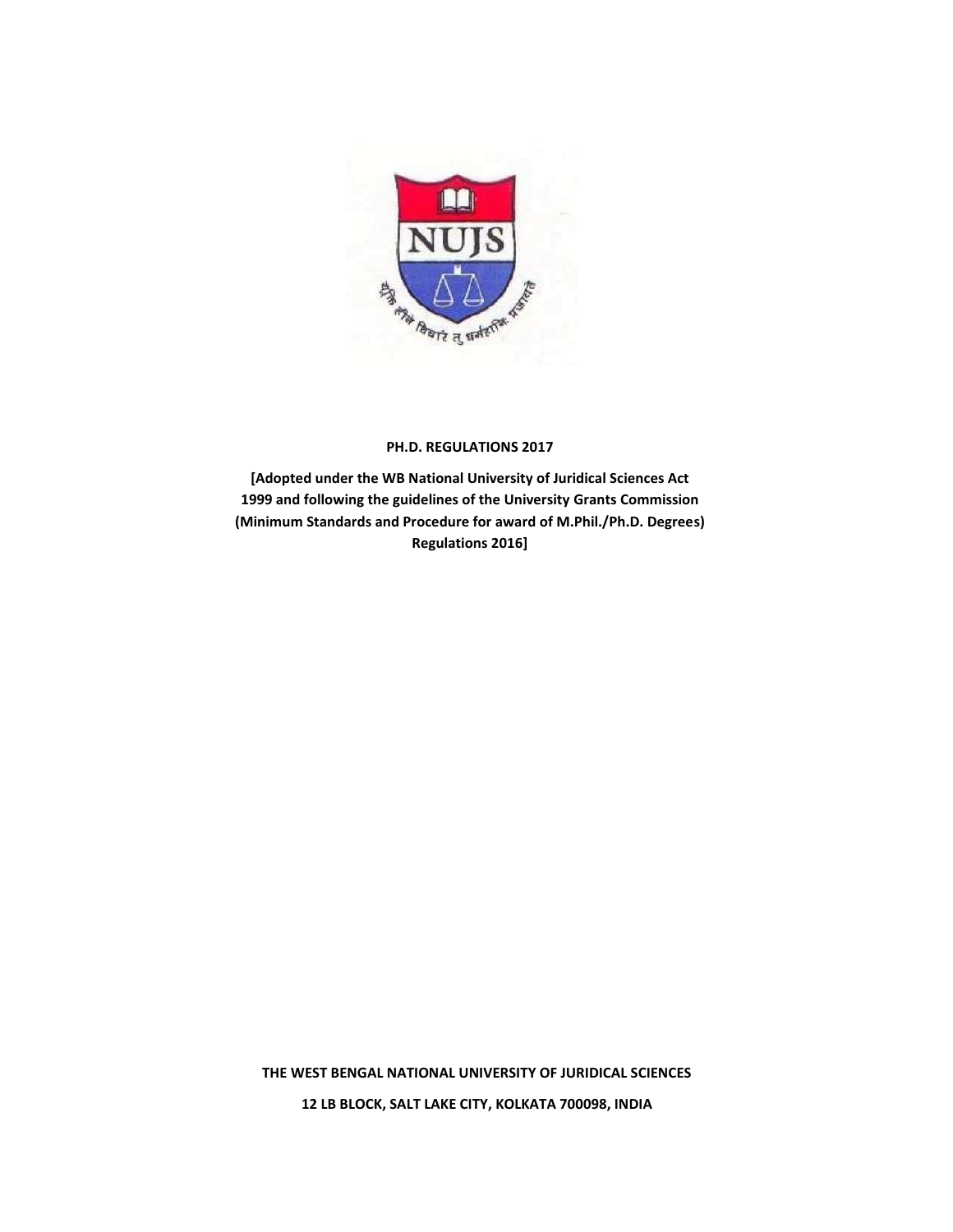**PH.D. REGULATIONS 2017**

**[Adopted under the WB National University of Juridical Sciences Act 1999 and following the guidelines of the University Grants Commission (Minimum Standards and Procedure for award of M.Phil./Ph.D. Degrees) Regulations 2016]**

**THE WEST BENGAL NATIONAL UNIVERSITY OF JURIDICAL SCIENCES**

**12 LB BLOCK, SALT LAKE CITY, KOLKATA 700098, INDIA**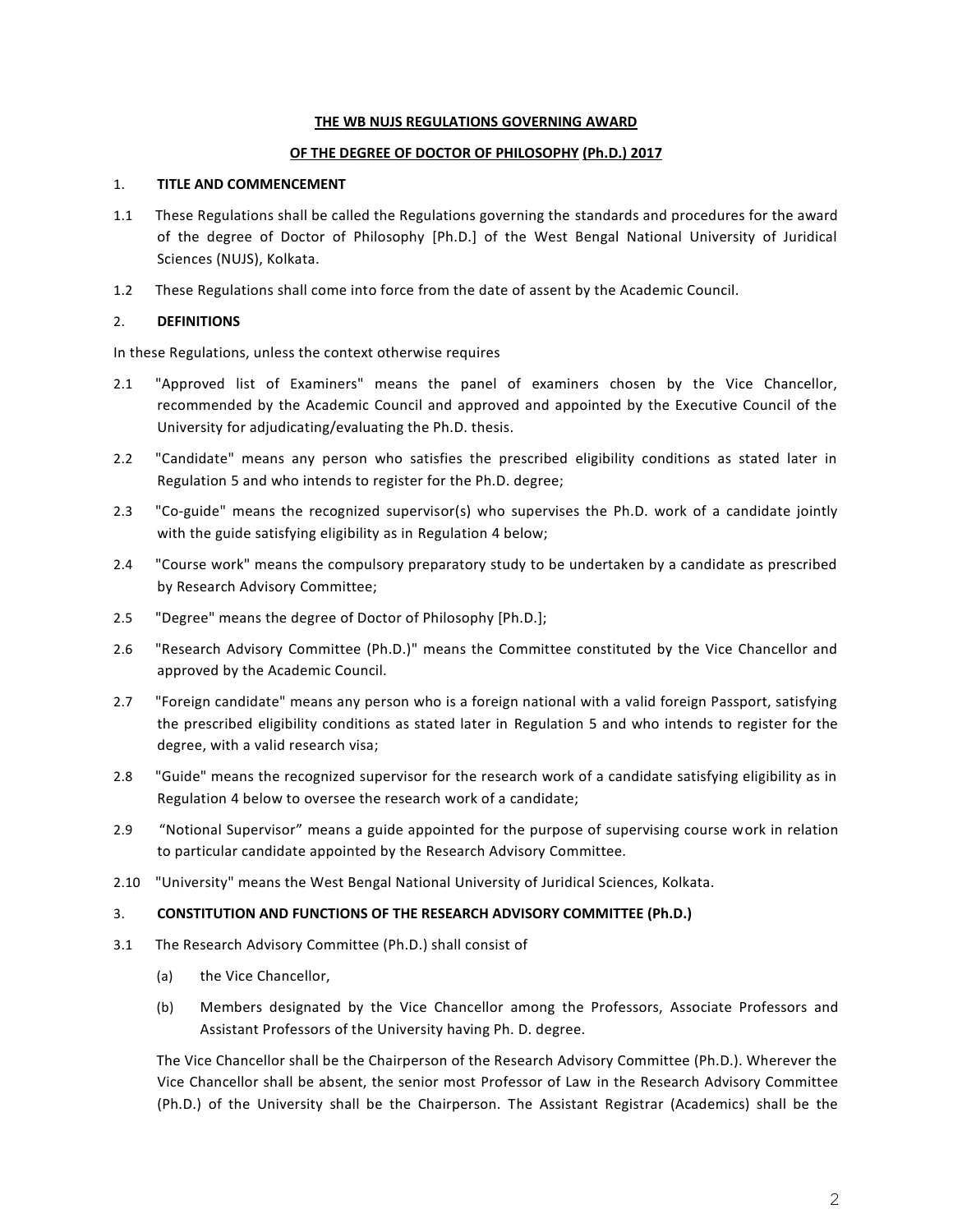**THE WB NUJS REGULATIONS GOVERNING AWARD**

**OF THE DEGREE OF DOCTOR OF PHILOSOPHY (Ph.D.) 2017**

## 1. TITLE AND COMMENCEMENT

1.1 These Regulations shall be called the Regulations governing the standards and procedures for the award of the degree of Doctor of Philosophy [Ph.D.] of the West Bengal National University of Juridical Sciences (NUJS), Kolkata.

1.2 These Regulations shall come into force from the date of assent by the Academic Council.

## 2. DEFINITIONS

In these Regulations, unless the context otherwise requires

2.1 "Approved list of Examiners" means the panel of examiners chosen by the Vice Chancellor, recommended by the Academic Council and approved and appointed by the Executive Council of the University for adjudicating/evaluating the Ph.D. thesis.

2.2 "Candidate" means any person who satisfies the prescribed eligibility conditions as stated later in Regulation 5 and who intends to register for the Ph.D. degree;

2.3 "Co-guide" means the recognized supervisor(s) who supervises the Ph.D. work of a candidate jointly with the guide satisfying eligibility as in Regulation 4 below;

2.4 "Course work" means the compulsory preparatory study to be undertaken by a candidate as prescribed by Research Advisory Committee;

2.5 "Degree" means the degree of Doctor of Philosophy [Ph.D.];

2.6 "Research Advisory Committee (Ph.D.)" means the Committee constituted by the Vice Chancellor and approved by the Academic Council.

2.7 "Foreign candidate" means any person who is a foreign national with a valid foreign Passport, satisfying the prescribed eligibility conditions as stated later in Regulation 5 and who intends to register for the degree, with a valid research visa;

2.8 "Guide" means the recognized supervisor for the research work of a candidate satisfying eligibility as in Regulation 4 below to oversee the research work of a candidate;

2.9 "Notional Supervisor" means a guide appointed for the purpose of supervising course work in relation to particular candidate appointed by the Research Advisory Committee.

2.10 "University" means the West Bengal National University of Juridical Sciences, Kolkata.

## 3. CONSTITUTION AND FUNCTIONS OF THE RESEARCH ADVISORY COMMITTEE (Ph.D.)

3.1 The Research Advisory Committee (Ph.D.) shall consist of

(a) the Vice Chancellor,

(b) Members designated by the Vice Chancellor among the Professors, Associate Professors and Assistant Professors of the University having Ph. D. degree.

The Vice Chancellor shall be the Chairperson of the Research Advisory Committee (Ph.D.). Wherever the Vice Chancellor shall be absent, the senior most Professor of Law in the Research Advisory Committee (Ph.D.) of the University shall be the Chairperson. The Assistant Registrar (Academics) shall be the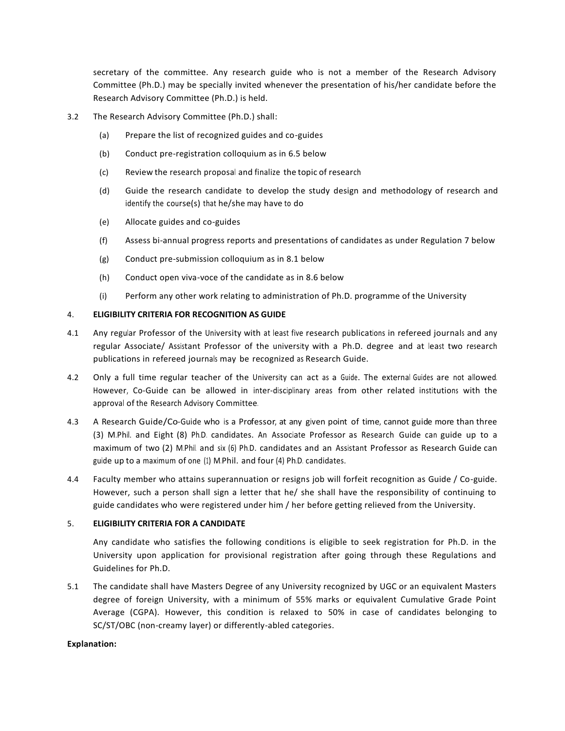secretary of the committee. Any research guide who is not a member of the Research Advisory Committee (Ph.D.) may be specially invited whenever the presentation of his/her candidate before the Research Advisory Committee (Ph.D.) is held.

3.2 The Research Advisory Committee (Ph.D.) shall:

(a) Prepare the list of recognized guides and co-guides

(b) Conduct pre-registration colloquium as in 6.5 below

(c) Review the research proposal and finalize the topic of research

(d) Guide the research candidate to develop the study design and methodology of research and identify the course(s) that he/she may have to do

(e) Allocate guides and co-guides

(f) Assess bi-annual progress reports and presentations of candidates as under Regulation 7 below

(g) Conduct pre-submission colloquium as in 8.1 below

(h) Conduct open viva-voce of the candidate as in 8.6 below

(i) Perform any other work relating to administration of Ph.D. programme of the University

## 4. ELIGIBILITY CRITERIA FOR RECOGNITION AS GUIDE

4.1 Any regular Professor of the University with at least five research publications in refereed journals and any regular Associate/ Assistant Professor of the university with a Ph.D. degree and at least two research publications in refereed journals may be recognized as Research Guide.

4.2 Only a full time regular teacher of the University can act as a Guide. The external Guides are not allowed. However, Co-Guide can be allowed in inter-disciplinary areas from other related institutions with the approval of the Research Advisory Committee.

4.3 A Research Guide/Co-Guide who is a Professor, at any given point of time, cannot guide more than three (3) M.Phil. and Eight (8) Ph.D. candidates. An Associate Professor as Research Guide can guide up to a maximum of two (2) M.Phil. and six (6) Ph.D. candidates and an Assistant Professor as Research Guide can guide up to a maximum of one (1) M.Phil. and four (4) Ph.D. candidates.

4.4 Faculty member who attains superannuation or resigns job will forfeit recognition as Guide / Co-guide. However, such a person shall sign a letter that he/ she shall have the responsibility of continuing to guide candidates who were registered under him / her before getting relieved from the University.

## 5. ELIGIBILITY CRITERIA FOR A CANDIDATE

Any candidate who satisfies the following conditions is eligible to seek registration for Ph.D. in the University upon application for provisional registration after going through these Regulations and Guidelines for Ph.D.

5.1 The candidate shall have Masters Degree of any University recognized by UGC or an equivalent Masters degree of foreign University, with a minimum of 55% marks or equivalent Cumulative Grade Point Average (CGPA). However, this condition is relaxed to 50% in case of candidates belonging to SC/ST/OBC (non-creamy layer) or differently-abled categories.

**Explanation:**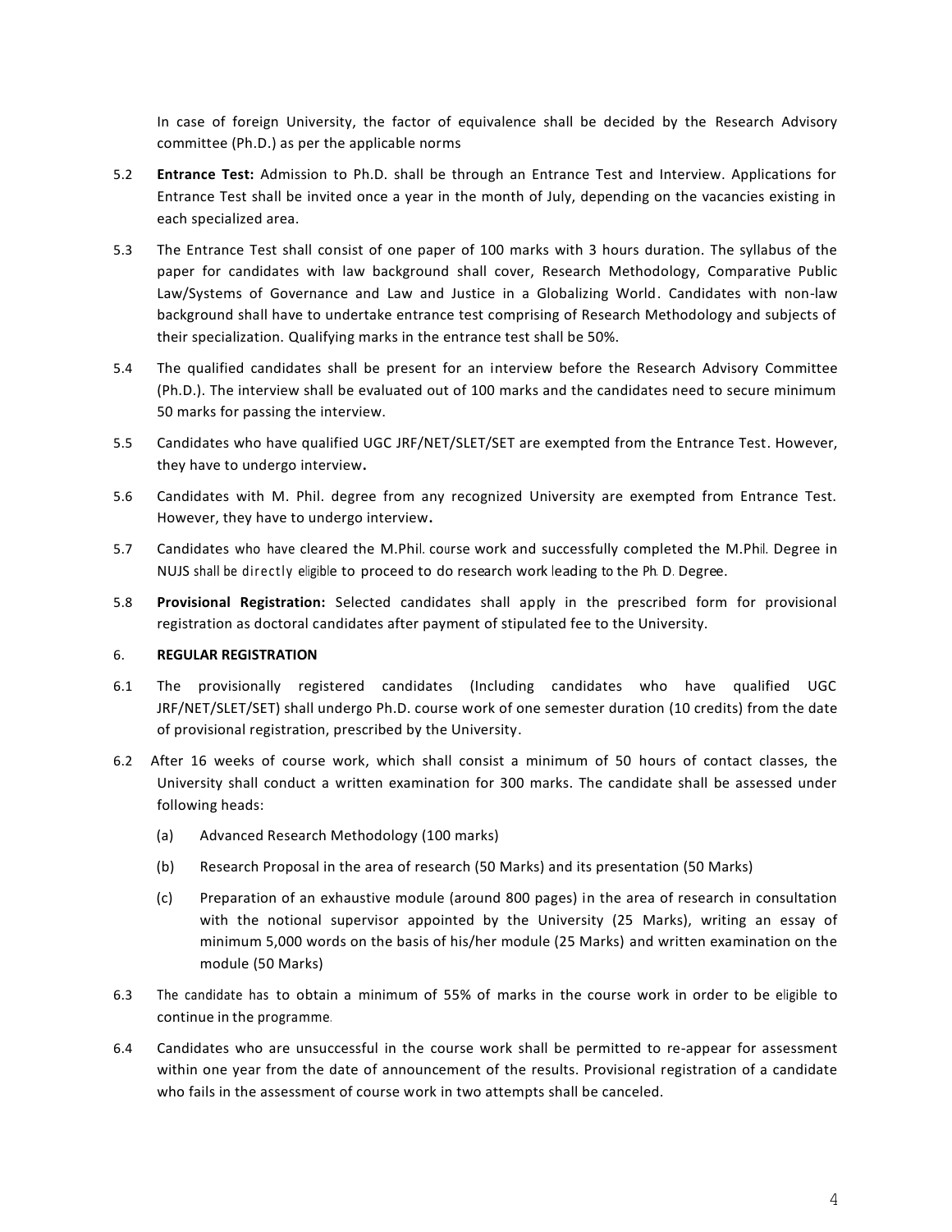In case of foreign University, the factor of equivalence shall be decided by the Research Advisory committee (Ph.D.) as per the applicable norms

5.2 **Entrance Test:** Admission to Ph.D. shall be through an Entrance Test and Interview. Applications for Entrance Test shall be invited once a year in the month of July, depending on the vacancies existing in each specialized area.

5.3 The Entrance Test shall consist of one paper of 100 marks with 3 hours duration. The syllabus of the paper for candidates with law background shall cover, Research Methodology, Comparative Public Law/Systems of Governance and Law and Justice in a Globalizing World. Candidates with non-law background shall have to undertake entrance test comprising of Research Methodology and subjects of their specialization. Qualifying marks in the entrance test shall be 50%.

5.4 The qualified candidates shall be present for an interview before the Research Advisory Committee (Ph.D.). The interview shall be evaluated out of 100 marks and the candidates need to secure minimum 50 marks for passing the interview.

5.5 Candidates who have qualified UGC JRF/NET/SLET/SET are exempted from the Entrance Test. However, they have to undergo interview**.**

5.6 Candidates with M. Phil. degree from any recognized University are exempted from Entrance Test. However, they have to undergo interview**.**

5.7 Candidates who have cleared the M.Phil. course work and successfully completed the M.Phil. Degree in NUJS shall be directly eligible to proceed to do research work leading to the Ph. D. Degree.

5.8 **Provisional Registration:** Selected candidates shall apply in the prescribed form for provisional registration as doctoral candidates after payment of stipulated fee to the University.

## 6. REGULAR REGISTRATION

6.1 The provisionally registered candidates (Including candidates who have qualified UGC JRF/NET/SLET/SET) shall undergo Ph.D. course work of one semester duration (10 credits) from the date of provisional registration, prescribed by the University.

6.2 After 16 weeks of course work, which shall consist a minimum of 50 hours of contact classes, the University shall conduct a written examination for 300 marks. The candidate shall be assessed under following heads:

(a) Advanced Research Methodology (100 marks)

(b) Research Proposal in the area of research (50 Marks) and its presentation (50 Marks)

(c) Preparation of an exhaustive module (around 800 pages) in the area of research in consultation with the notional supervisor appointed by the University (25 Marks), writing an essay of minimum 5,000 words on the basis of his/her module (25 Marks) and written examination on the module (50 Marks)

6.3 The candidate has to obtain a minimum of 55% of marks in the course work in order to be eligible to continue in the programme.

6.4 Candidates who are unsuccessful in the course work shall be permitted to re-appear for assessment within one year from the date of announcement of the results. Provisional registration of a candidate who fails in the assessment of course work in two attempts shall be canceled.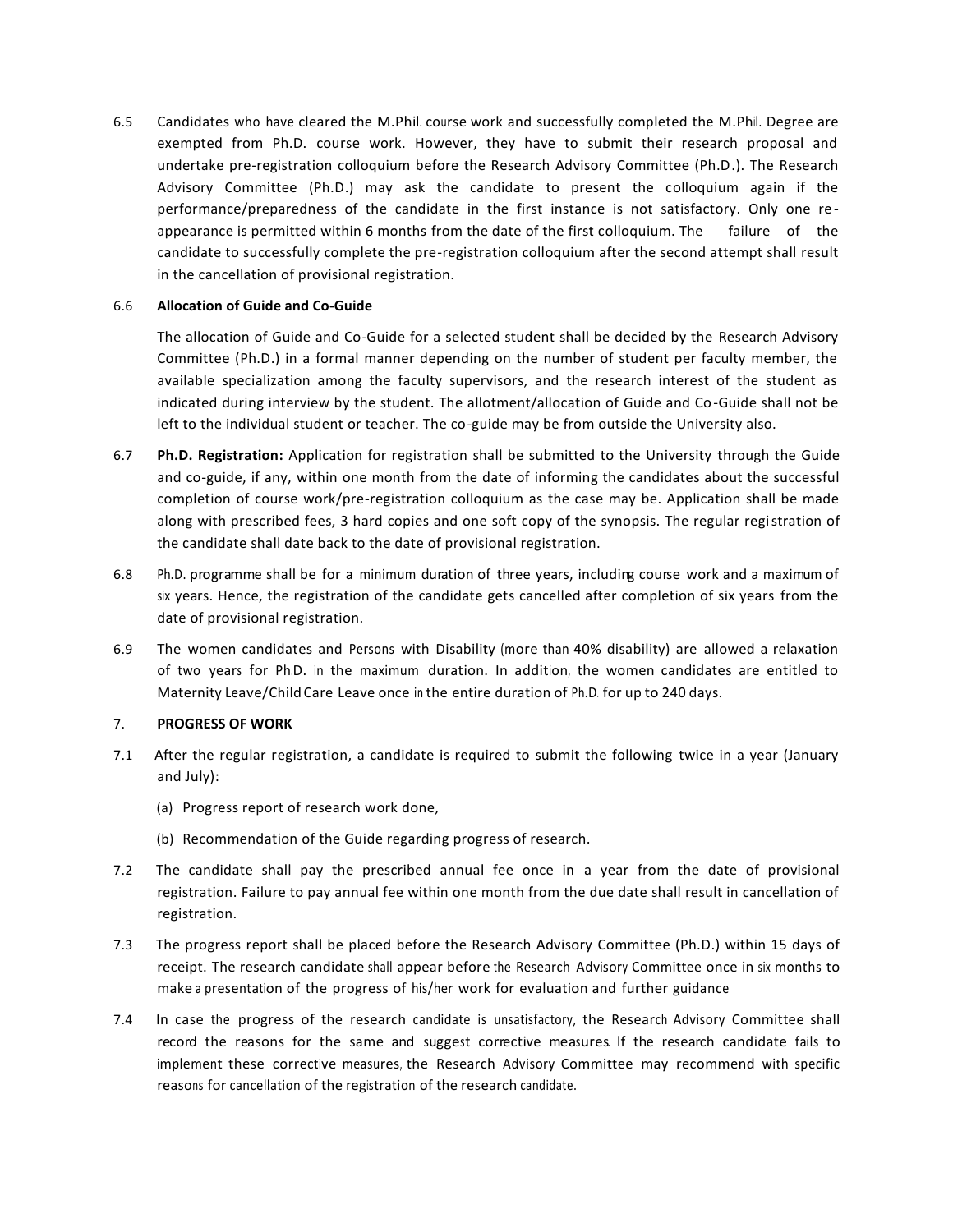6.5 Candidates who have cleared the M.Phil. course work and successfully completed the M.Phil. Degree are exempted from Ph.D. course work. However, they have to submit their research proposal and undertake pre-registration colloquium before the Research Advisory Committee (Ph.D.). The Research Advisory Committee (Ph.D.) may ask the candidate to present the colloquium again if the performance/preparedness of the candidate in the first instance is not satisfactory. Only one re-appearance is permitted within 6 months from the date of the first colloquium. The failure of the candidate to successfully complete the pre-registration colloquium after the second attempt shall result in the cancellation of provisional registration.

6.6 **Allocation of Guide and Co-Guide**

The allocation of Guide and Co-Guide for a selected student shall be decided by the Research Advisory Committee (Ph.D.) in a formal manner depending on the number of student per faculty member, the available specialization among the faculty supervisors, and the research interest of the student as indicated during interview by the student. The allotment/allocation of Guide and Co-Guide shall not be left to the individual student or teacher. The co-guide may be from outside the University also.

6.7 **Ph.D. Registration:** Application for registration shall be submitted to the University through the Guide and co-guide, if any, within one month from the date of informing the candidates about the successful completion of course work/pre-registration colloquium as the case may be. Application shall be made along with prescribed fees, 3 hard copies and one soft copy of the synopsis. The regular registration of the candidate shall date back to the date of provisional registration.

6.8 Ph.D. programme shall be for a minimum duration of three years, including course work and a maximum of six years. Hence, the registration of the candidate gets cancelled after completion of six years from the date of provisional registration.

6.9 The women candidates and Persons with Disability (more than 40% disability) are allowed a relaxation of two years for Ph.D. in the maximum duration. In addition, the women candidates are entitled to Maternity Leave/Child Care Leave once in the entire duration of Ph.D. for up to 240 days.

7. **PROGRESS OF WORK**

7.1 After the regular registration, a candidate is required to submit the following twice in a year (January and July):

(a) Progress report of research work done,

(b) Recommendation of the Guide regarding progress of research.

7.2 The candidate shall pay the prescribed annual fee once in a year from the date of provisional registration. Failure to pay annual fee within one month from the due date shall result in cancellation of registration.

7.3 The progress report shall be placed before the Research Advisory Committee (Ph.D.) within 15 days of receipt. The research candidate shall appear before the Research Advisory Committee once in six months to make a presentation of the progress of his/her work for evaluation and further guidance.

7.4 In case the progress of the research candidate is unsatisfactory, the Research Advisory Committee shall record the reasons for the same and suggest corrective measures. If the research candidate fails to implement these corrective measures, the Research Advisory Committee may recommend with specific reasons for cancellation of the registration of the research candidate.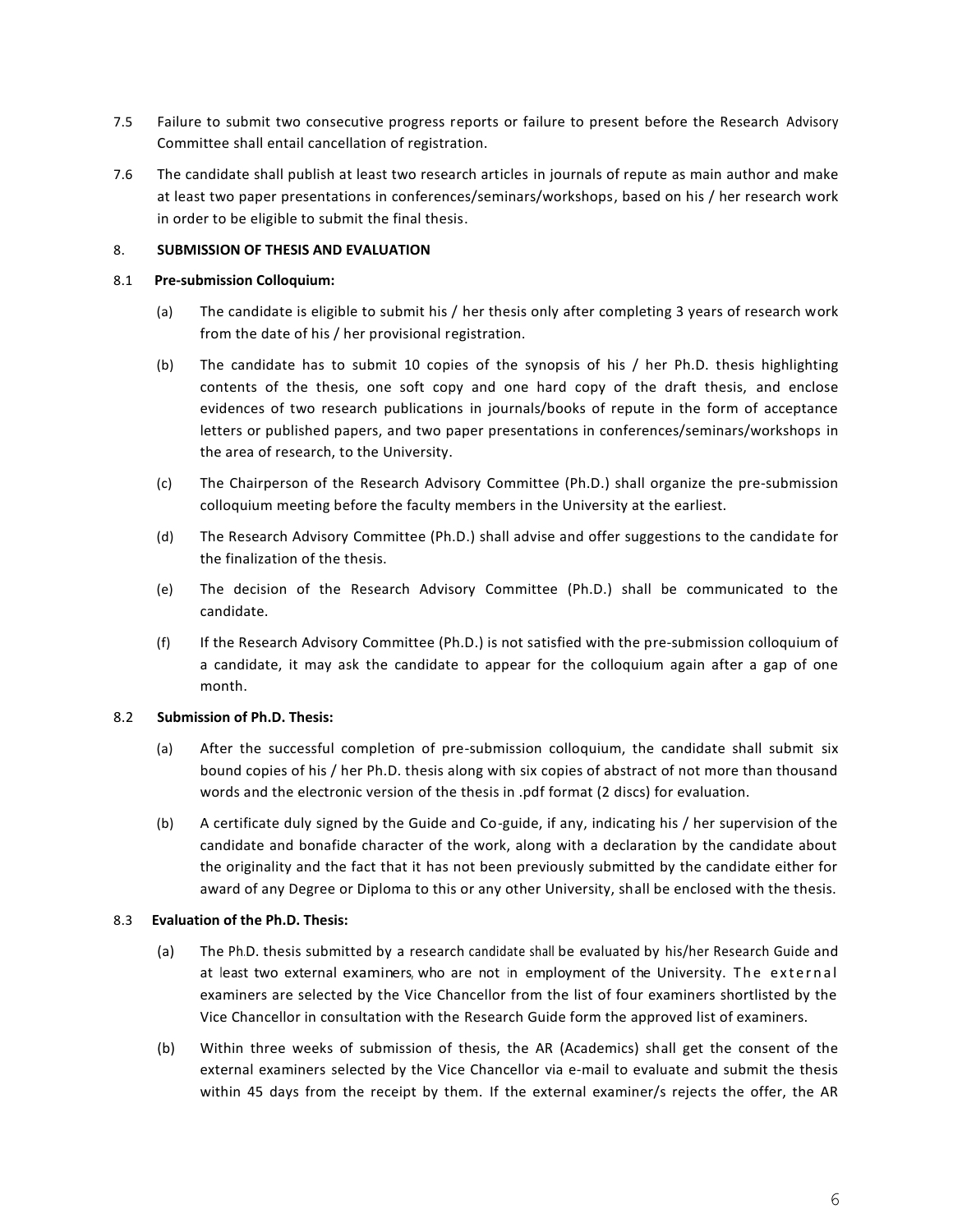7.5 Failure to submit two consecutive progress reports or failure to present before the Research Advisory Committee shall entail cancellation of registration.

7.6 The candidate shall publish at least two research articles in journals of repute as main author and make at least two paper presentations in conferences/seminars/workshops, based on his / her research work in order to be eligible to submit the final thesis.

## 8. SUBMISSION OF THESIS AND EVALUATION

### 8.1 Pre-submission Colloquium:

(a) The candidate is eligible to submit his / her thesis only after completing 3 years of research work from the date of his / her provisional registration.

(b) The candidate has to submit 10 copies of the synopsis of his / her Ph.D. thesis highlighting contents of the thesis, one soft copy and one hard copy of the draft thesis, and enclose evidences of two research publications in journals/books of repute in the form of acceptance letters or published papers, and two paper presentations in conferences/seminars/workshops in the area of research, to the University.

(c) The Chairperson of the Research Advisory Committee (Ph.D.) shall organize the pre-submission colloquium meeting before the faculty members in the University at the earliest.

(d) The Research Advisory Committee (Ph.D.) shall advise and offer suggestions to the candidate for the finalization of the thesis.

(e) The decision of the Research Advisory Committee (Ph.D.) shall be communicated to the candidate.

(f) If the Research Advisory Committee (Ph.D.) is not satisfied with the pre-submission colloquium of a candidate, it may ask the candidate to appear for the colloquium again after a gap of one month.

### 8.2 Submission of Ph.D. Thesis:

(a) After the successful completion of pre-submission colloquium, the candidate shall submit six bound copies of his / her Ph.D. thesis along with six copies of abstract of not more than thousand words and the electronic version of the thesis in .pdf format (2 discs) for evaluation.

(b) A certificate duly signed by the Guide and Co-guide, if any, indicating his / her supervision of the candidate and bonafide character of the work, along with a declaration by the candidate about the originality and the fact that it has not been previously submitted by the candidate either for award of any Degree or Diploma to this or any other University, shall be enclosed with the thesis.

### 8.3 Evaluation of the Ph.D. Thesis:

(a) The Ph.D. thesis submitted by a research candidate shall be evaluated by his/her Research Guide and at least two external examiners, who are not in employment of the University. The external examiners are selected by the Vice Chancellor from the list of four examiners shortlisted by the Vice Chancellor in consultation with the Research Guide form the approved list of examiners.

(b) Within three weeks of submission of thesis, the AR (Academics) shall get the consent of the external examiners selected by the Vice Chancellor via e-mail to evaluate and submit the thesis within 45 days from the receipt by them. If the external examiner/s rejects the offer, the AR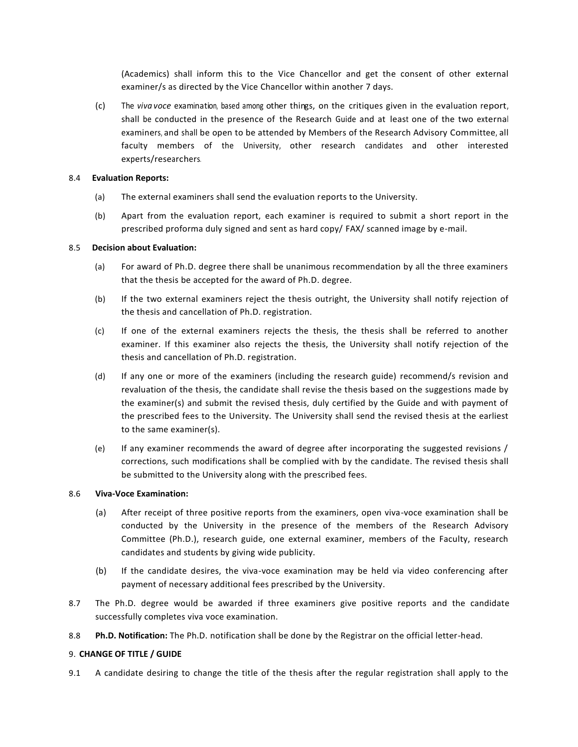(Academics) shall inform this to the Vice Chancellor and get the consent of other external examiner/s as directed by the Vice Chancellor within another 7 days.

(c) The *viva voce* examination, based among other things, on the critiques given in the evaluation report, shall be conducted in the presence of the Research Guide and at least one of the two external examiners, and shall be open to be attended by Members of the Research Advisory Committee, all faculty members of the University, other research candidates and other interested experts/researchers.

8.4 **Evaluation Reports:**

(a) The external examiners shall send the evaluation reports to the University.

(b) Apart from the evaluation report, each examiner is required to submit a short report in the prescribed proforma duly signed and sent as hard copy/ FAX/ scanned image by e-mail.

8.5 **Decision about Evaluation:**

(a) For award of Ph.D. degree there shall be unanimous recommendation by all the three examiners that the thesis be accepted for the award of Ph.D. degree.

(b) If the two external examiners reject the thesis outright, the University shall notify rejection of the thesis and cancellation of Ph.D. registration.

(c) If one of the external examiners rejects the thesis, the thesis shall be referred to another examiner. If this examiner also rejects the thesis, the University shall notify rejection of the thesis and cancellation of Ph.D. registration.

(d) If any one or more of the examiners (including the research guide) recommend/s revision and revaluation of the thesis, the candidate shall revise the thesis based on the suggestions made by the examiner(s) and submit the revised thesis, duly certified by the Guide and with payment of the prescribed fees to the University. The University shall send the revised thesis at the earliest to the same examiner(s).

(e) If any examiner recommends the award of degree after incorporating the suggested revisions / corrections, such modifications shall be complied with by the candidate. The revised thesis shall be submitted to the University along with the prescribed fees.

8.6 **Viva-Voce Examination:**

(a) After receipt of three positive reports from the examiners, open viva-voce examination shall be conducted by the University in the presence of the members of the Research Advisory Committee (Ph.D.), research guide, one external examiner, members of the Faculty, research candidates and students by giving wide publicity.

(b) If the candidate desires, the viva-voce examination may be held via video conferencing after payment of necessary additional fees prescribed by the University.

8.7 The Ph.D. degree would be awarded if three examiners give positive reports and the candidate successfully completes viva voce examination.

8.8 **Ph.D. Notification:** The Ph.D. notification shall be done by the Registrar on the official letter-head.

9. **CHANGE OF TITLE / GUIDE**

9.1 A candidate desiring to change the title of the thesis after the regular registration shall apply to the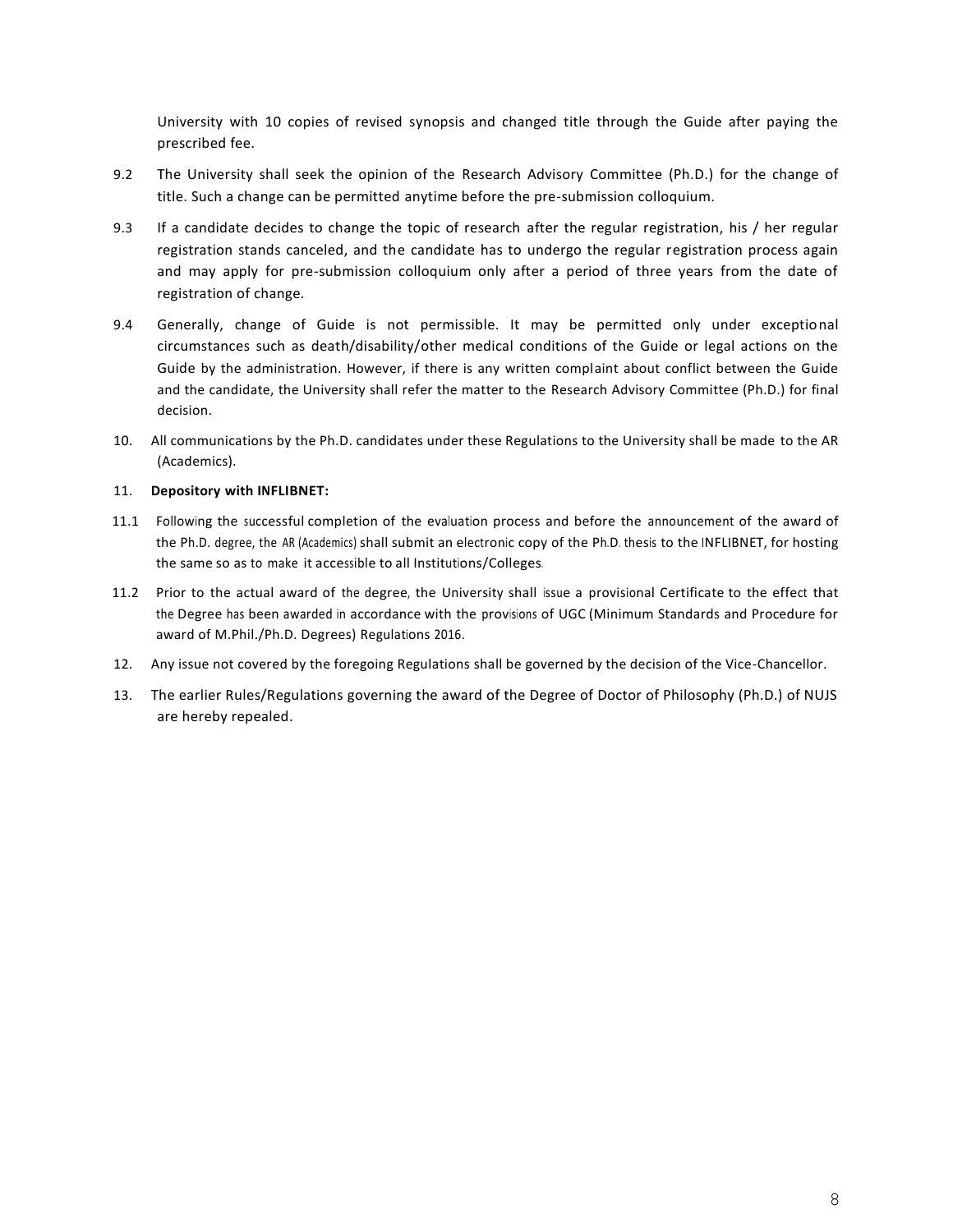University with 10 copies of revised synopsis and changed title through the Guide after paying the prescribed fee.

9.2 The University shall seek the opinion of the Research Advisory Committee (Ph.D.) for the change of title. Such a change can be permitted anytime before the pre-submission colloquium.

9.3 If a candidate decides to change the topic of research after the regular registration, his / her regular registration stands canceled, and the candidate has to undergo the regular registration process again and may apply for pre-submission colloquium only after a period of three years from the date of registration of change.

9.4 Generally, change of Guide is not permissible. It may be permitted only under exceptional circumstances such as death/disability/other medical conditions of the Guide or legal actions on the Guide by the administration. However, if there is any written complaint about conflict between the Guide and the candidate, the University shall refer the matter to the Research Advisory Committee (Ph.D.) for final decision.

10. All communications by the Ph.D. candidates under these Regulations to the University shall be made to the AR (Academics).

11. **Depository with INFLIBNET:**

11.1 Following the successful completion of the evaluation process and before the announcement of the award of the Ph.D. degree, the AR (Academics) shall submit an electronic copy of the Ph.D. thesis to the INFLIBNET, for hosting the same so as to make it accessible to all Institutions/Colleges.

11.2 Prior to the actual award of the degree, the University shall issue a provisional Certificate to the effect that the Degree has been awarded in accordance with the provisions of UGC (Minimum Standards and Procedure for award of M.Phil./Ph.D. Degrees) Regulations 2016.

12. Any issue not covered by the foregoing Regulations shall be governed by the decision of the Vice-Chancellor.

13. The earlier Rules/Regulations governing the award of the Degree of Doctor of Philosophy (Ph.D.) of NUJS are hereby repealed.